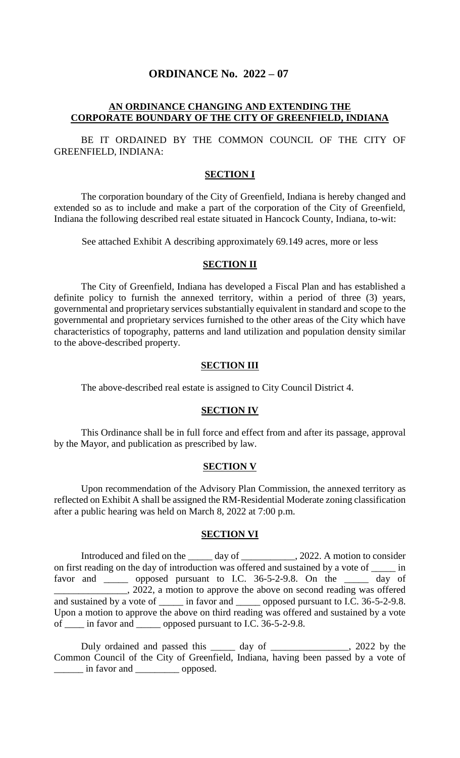# ORDINANCE No. 2022 – 07

## AN ORDINANCE CHANGING AND EXTENDING THE CORPORATE BOUNDARY OF THE CITY OF GREENFIELD, INDIANA

BE IT ORDAINED BY THE COMMON COUNCIL OF THE CITY OF GREENFIELD, INDIANA:

### SECTION I

The corporation boundary of the City of Greenfield, Indiana is hereby changed and extended so as to include and make a part of the corporation of the City of Greenfield, Indiana the following described real estate situated in Hancock County, Indiana, to-wit:

See attached Exhibit A describing approximately 69.149 acres, more or less

### SECTION II

The City of Greenfield, Indiana has developed a Fiscal Plan and has established a definite policy to furnish the annexed territory, within a period of three (3) years, governmental and proprietary services substantially equivalent in standard and scope to the governmental and proprietary services furnished to the other areas of the City which have characteristics of topography, patterns and land utilization and population density similar to the above-described property.

### SECTION III

The above-described real estate is assigned to City Council District 4.

### SECTION IV

This Ordinance shall be in full force and effect from and after its passage, approval by the Mayor, and publication as prescribed by law.

### SECTION V

Upon recommendation of the Advisory Plan Commission, the annexed territory as reflected on Exhibit A shall be assigned the RM-Residential Moderate zoning classification after a public hearing was held on March 8, 2022 at 7:00 p.m.

### SECTION VI

Introduced and filed on the _____ day of ___________, 2022. A motion to consider on first reading on the day of introduction was offered and sustained by a vote of _____ in favor and _____ opposed pursuant to I.C. 36-5-2-9.8. On the _____ day of _______________, 2022, a motion to approve the above on second reading was offered and sustained by a vote of _____ in favor and _____ opposed pursuant to I.C. 36-5-2-9.8. Upon a motion to approve the above on third reading was offered and sustained by a vote of ____ in favor and _____ opposed pursuant to I.C. 36-5-2-9.8.

Duly ordained and passed this _____ day of ________________, 2022 by the Common Council of the City of Greenfield, Indiana, having been passed by a vote of ______ in favor and _________ opposed.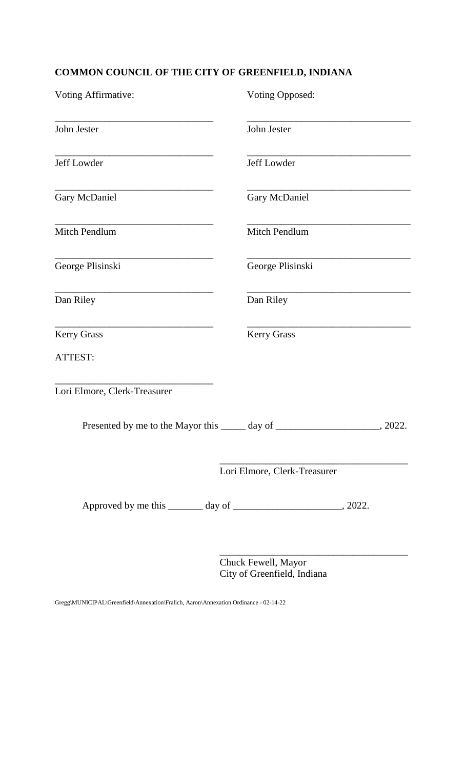**COMMON COUNCIL OF THE CITY OF GREENFIELD, INDIANA**

| Voting Affirmative: | Voting Opposed: |
| --- | --- |
| _______________________________ | _______________________________ |
| John Jester | John Jester |
| _______________________________ | _______________________________ |
| Jeff Lowder | Jeff Lowder |
| _______________________________ | _______________________________ |
| Gary McDaniel | Gary McDaniel |
| _______________________________ | _______________________________ |
| Mitch Pendlum | Mitch Pendlum |
| _______________________________ | _______________________________ |
| George Plisinski | George Plisinski |
| _______________________________ | _______________________________ |
| Dan Riley | Dan Riley |
| _______________________________ | _______________________________ |
| Kerry Grass | Kerry Grass |

ATTEST:

_______________________________
Lori Elmore, Clerk-Treasurer

Presented by me to the Mayor this _____ day of ____________________, 2022.

_____________________________________
Lori Elmore, Clerk-Treasurer

Approved by me this _______ day of _____________________, 2022.

_____________________________________
Chuck Fewell, Mayor
City of Greenfield, Indiana

Gregg\MUNICIPAL\Greenfield\Annexation\Fralich, Aaron\Annexation Ordinance - 02-14-22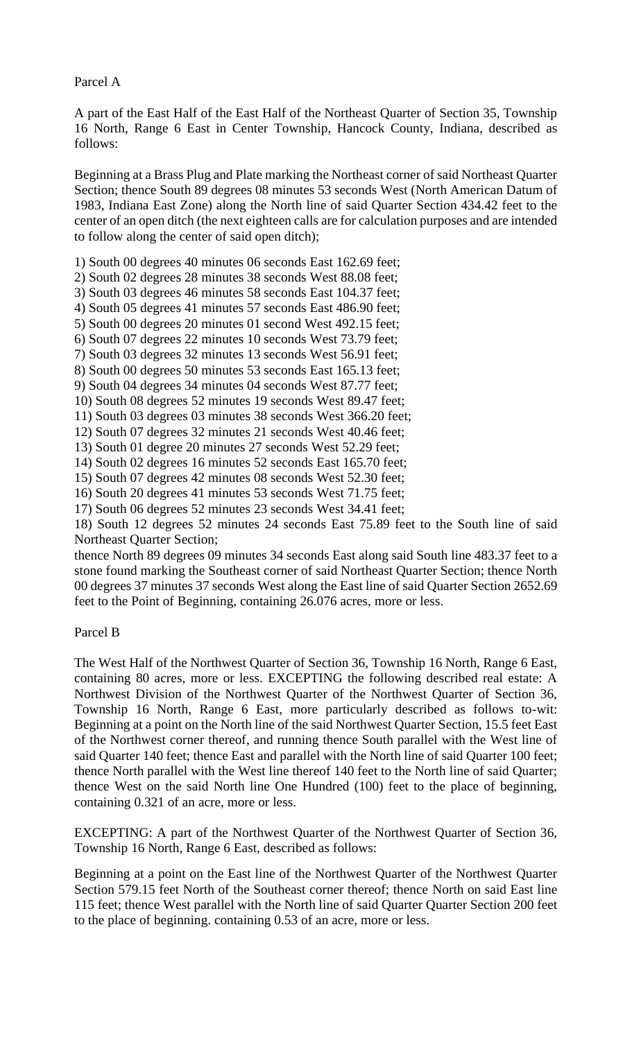Parcel A

A part of the East Half of the East Half of the Northeast Quarter of Section 35, Township 16 North, Range 6 East in Center Township, Hancock County, Indiana, described as follows:

Beginning at a Brass Plug and Plate marking the Northeast corner of said Northeast Quarter Section; thence South 89 degrees 08 minutes 53 seconds West (North American Datum of 1983, Indiana East Zone) along the North line of said Quarter Section 434.42 feet to the center of an open ditch (the next eighteen calls are for calculation purposes and are intended to follow along the center of said open ditch);

1) South 00 degrees 40 minutes 06 seconds East 162.69 feet;
2) South 02 degrees 28 minutes 38 seconds West 88.08 feet;
3) South 03 degrees 46 minutes 58 seconds East 104.37 feet;
4) South 05 degrees 41 minutes 57 seconds East 486.90 feet;
5) South 00 degrees 20 minutes 01 second West 492.15 feet;
6) South 07 degrees 22 minutes 10 seconds West 73.79 feet;
7) South 03 degrees 32 minutes 13 seconds West 56.91 feet;
8) South 00 degrees 50 minutes 53 seconds East 165.13 feet;
9) South 04 degrees 34 minutes 04 seconds West 87.77 feet;
10) South 08 degrees 52 minutes 19 seconds West 89.47 feet;
11) South 03 degrees 03 minutes 38 seconds West 366.20 feet;
12) South 07 degrees 32 minutes 21 seconds West 40.46 feet;
13) South 01 degree 20 minutes 27 seconds West 52.29 feet;
14) South 02 degrees 16 minutes 52 seconds East 165.70 feet;
15) South 07 degrees 42 minutes 08 seconds West 52.30 feet;
16) South 20 degrees 41 minutes 53 seconds West 71.75 feet;
17) South 06 degrees 52 minutes 23 seconds West 34.41 feet;
18) South 12 degrees 52 minutes 24 seconds East 75.89 feet to the South line of said Northeast Quarter Section;

thence North 89 degrees 09 minutes 34 seconds East along said South line 483.37 feet to a stone found marking the Southeast corner of said Northeast Quarter Section; thence North 00 degrees 37 minutes 37 seconds West along the East line of said Quarter Section 2652.69 feet to the Point of Beginning, containing 26.076 acres, more or less.

Parcel B

The West Half of the Northwest Quarter of Section 36, Township 16 North, Range 6 East, containing 80 acres, more or less. EXCEPTING the following described real estate: A Northwest Division of the Northwest Quarter of the Northwest Quarter of Section 36, Township 16 North, Range 6 East, more particularly described as follows to-wit: Beginning at a point on the North line of the said Northwest Quarter Section, 15.5 feet East of the Northwest corner thereof, and running thence South parallel with the West line of said Quarter 140 feet; thence East and parallel with the North line of said Quarter 100 feet; thence North parallel with the West line thereof 140 feet to the North line of said Quarter; thence West on the said North line One Hundred (100) feet to the place of beginning, containing 0.321 of an acre, more or less.

EXCEPTING: A part of the Northwest Quarter of the Northwest Quarter of Section 36, Township 16 North, Range 6 East, described as follows:

Beginning at a point on the East line of the Northwest Quarter of the Northwest Quarter Section 579.15 feet North of the Southeast corner thereof; thence North on said East line 115 feet; thence West parallel with the North line of said Quarter Quarter Section 200 feet to the place of beginning. containing 0.53 of an acre, more or less.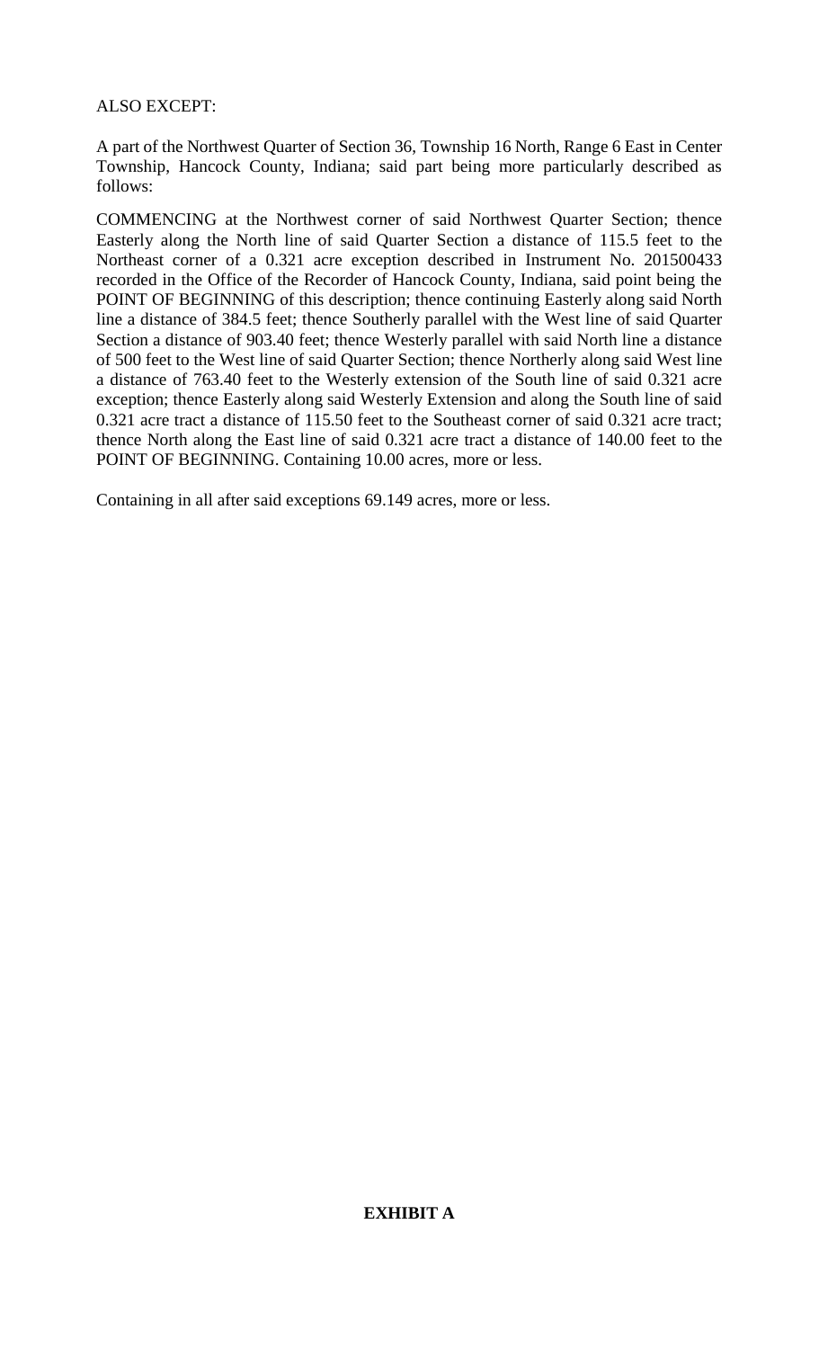ALSO EXCEPT:

A part of the Northwest Quarter of Section 36, Township 16 North, Range 6 East in Center Township, Hancock County, Indiana; said part being more particularly described as follows:

COMMENCING at the Northwest corner of said Northwest Quarter Section; thence Easterly along the North line of said Quarter Section a distance of 115.5 feet to the Northeast corner of a 0.321 acre exception described in Instrument No. 201500433 recorded in the Office of the Recorder of Hancock County, Indiana, said point being the POINT OF BEGINNING of this description; thence continuing Easterly along said North line a distance of 384.5 feet; thence Southerly parallel with the West line of said Quarter Section a distance of 903.40 feet; thence Westerly parallel with said North line a distance of 500 feet to the West line of said Quarter Section; thence Northerly along said West line a distance of 763.40 feet to the Westerly extension of the South line of said 0.321 acre exception; thence Easterly along said Westerly Extension and along the South line of said 0.321 acre tract a distance of 115.50 feet to the Southeast corner of said 0.321 acre tract; thence North along the East line of said 0.321 acre tract a distance of 140.00 feet to the POINT OF BEGINNING. Containing 10.00 acres, more or less.

Containing in all after said exceptions 69.149 acres, more or less.

**EXHIBIT A**